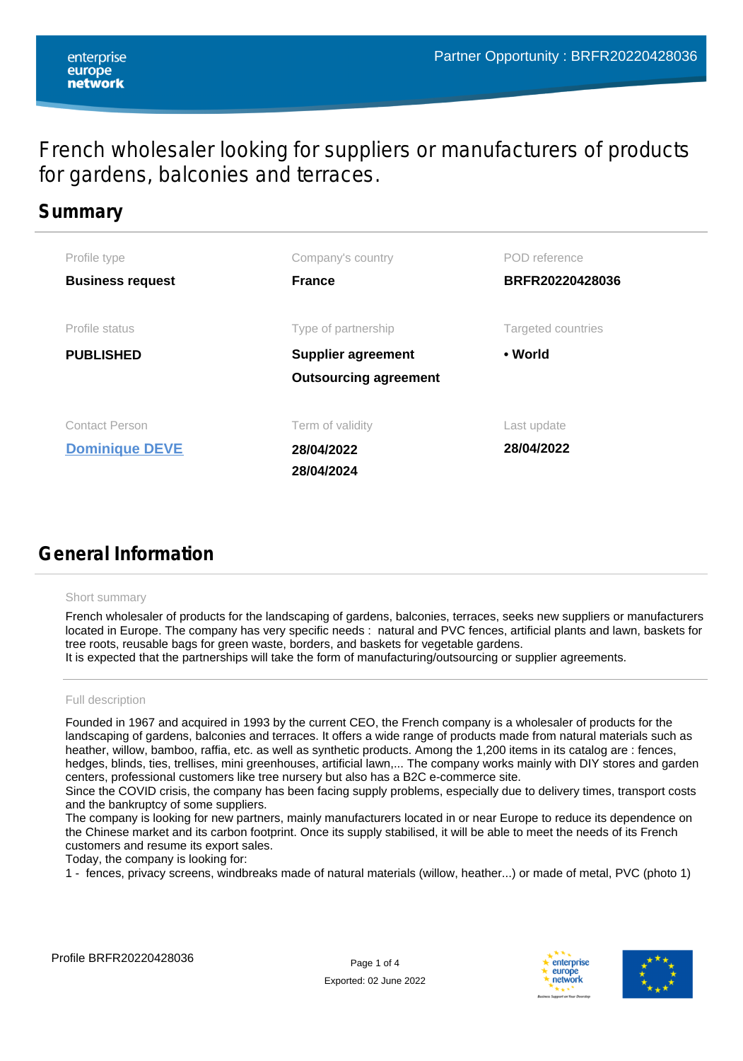# French wholesaler looking for suppliers or manufacturers of products for gardens, balconies and terraces.

## Summary

| Profile type | Company's country | POD reference |
|---|---|---|
| **Business request** | **France** | **BRFR20220428036** |
| Profile status | Type of partnership | Targeted countries |
| **PUBLISHED** | **Supplier agreement** **Outsourcing agreement** | • **World** |
| Contact Person | Term of validity | Last update |
| **Dominique DEVE** | **28/04/2022** **28/04/2024** | **28/04/2022** |

## General Information

Short summary

French wholesaler of products for the landscaping of gardens, balconies, terraces, seeks new suppliers or manufacturers located in Europe. The company has very specific needs : natural and PVC fences, artificial plants and lawn, baskets for tree roots, reusable bags for green waste, borders, and baskets for vegetable gardens.
It is expected that the partnerships will take the form of manufacturing/outsourcing or supplier agreements.

Full description

Founded in 1967 and acquired in 1993 by the current CEO, the French company is a wholesaler of products for the landscaping of gardens, balconies and terraces. It offers a wide range of products made from natural materials such as heather, willow, bamboo, raffia, etc. as well as synthetic products. Among the 1,200 items in its catalog are : fences, hedges, blinds, ties, trellises, mini greenhouses, artificial lawn,... The company works mainly with DIY stores and garden centers, professional customers like tree nursery but also has a B2C e-commerce site.
Since the COVID crisis, the company has been facing supply problems, especially due to delivery times, transport costs and the bankruptcy of some suppliers.
The company is looking for new partners, mainly manufacturers located in or near Europe to reduce its dependence on the Chinese market and its carbon footprint. Once its supply stabilised, it will be able to meet the needs of its French customers and resume its export sales.
Today, the company is looking for:
1 - fences, privacy screens, windbreaks made of natural materials (willow, heather...) or made of metal, PVC (photo 1)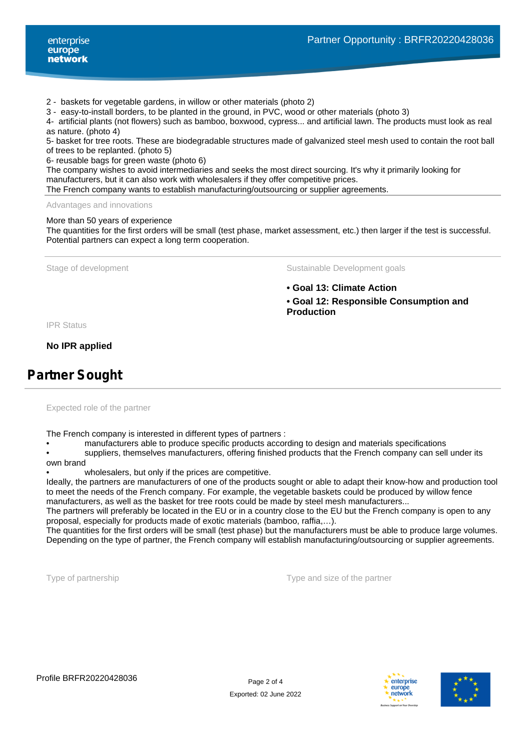2 -  baskets for vegetable gardens, in willow or other materials (photo 2)
3 -  easy-to-install borders, to be planted in the ground, in PVC, wood or other materials (photo 3)
4-  artificial plants (not flowers) such as bamboo, boxwood, cypress... and artificial lawn. The products must look as real as nature. (photo 4)
5- basket for tree roots. These are biodegradable structures made of galvanized steel mesh used to contain the root ball of trees to be replanted. (photo 5)
6- reusable bags for green waste (photo 6)
The company wishes to avoid intermediaries and seeks the most direct sourcing. It's why it primarily looking for manufacturers, but it can also work with wholesalers if they offer competitive prices.
The French company wants to establish manufacturing/outsourcing or supplier agreements.

Advantages and innovations

More than 50 years of experience
The quantities for the first orders will be small (test phase, market assessment, etc.) then larger if the test is successful. Potential partners can expect a long term cooperation.

Stage of development

Sustainable Development goals

**• Goal 13: Climate Action**

**• Goal 12: Responsible Consumption and Production**

IPR Status

**No IPR applied**

## Partner Sought

Expected role of the partner

The French company is interested in different types of partners :
• manufacturers able to produce specific products according to design and materials specifications
• suppliers, themselves manufacturers, offering finished products that the French company can sell under its own brand
• wholesalers, but only if the prices are competitive.
Ideally, the partners are manufacturers of one of the products sought or able to adapt their know-how and production tool to meet the needs of the French company. For example, the vegetable baskets could be produced by willow fence manufacturers, as well as the basket for tree roots could be made by steel mesh manufacturers...
The partners will preferably be located in the EU or in a country close to the EU but the French company is open to any proposal, especially for products made of exotic materials (bamboo, raffia,…).
The quantities for the first orders will be small (test phase) but the manufacturers must be able to produce large volumes. Depending on the type of partner, the French company will establish manufacturing/outsourcing or supplier agreements.

Type of partnership

Type and size of the partner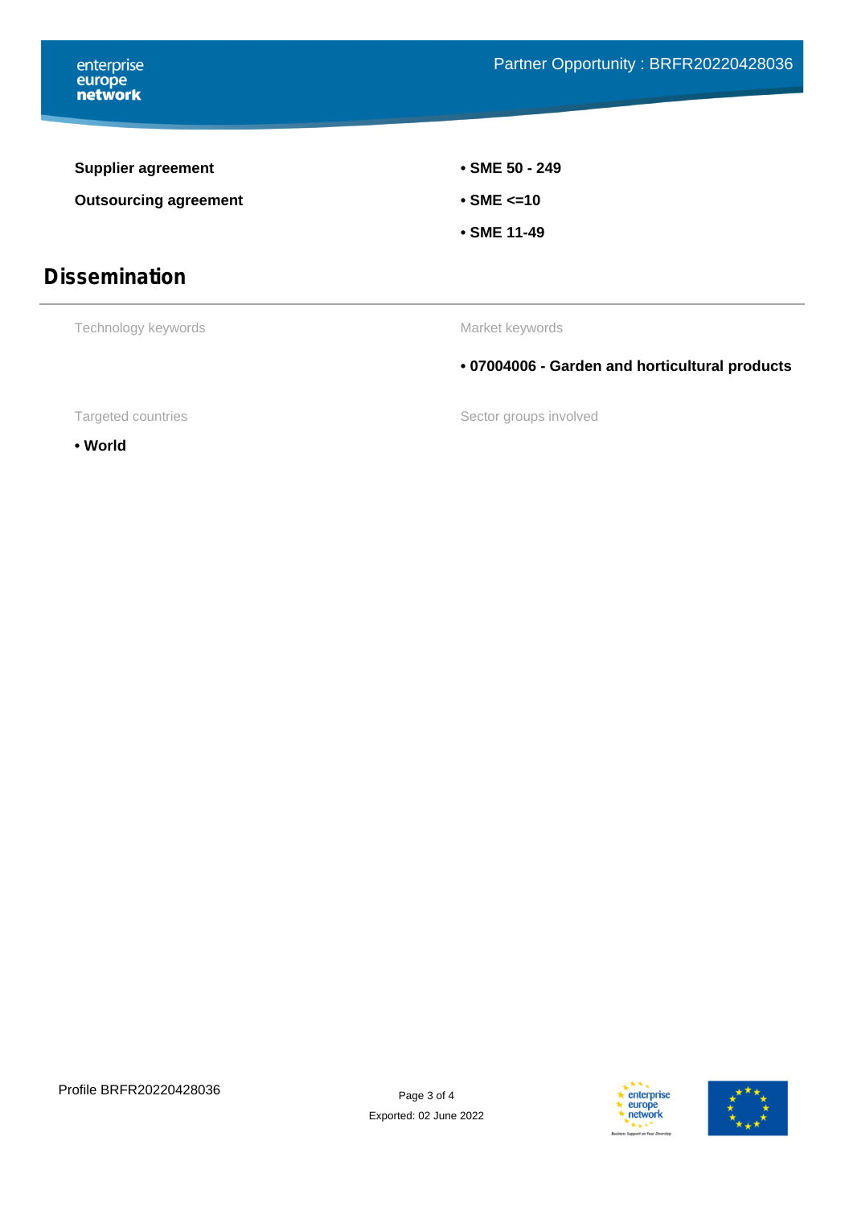**Supplier agreement**

**Outsourcing agreement**

- **SME 50 - 249**
- **SME <=10**
- **SME 11-49**

## Dissemination

Technology keywords

Market keywords

- **07004006 - Garden and horticultural products**

Targeted countries

- **World**

Sector groups involved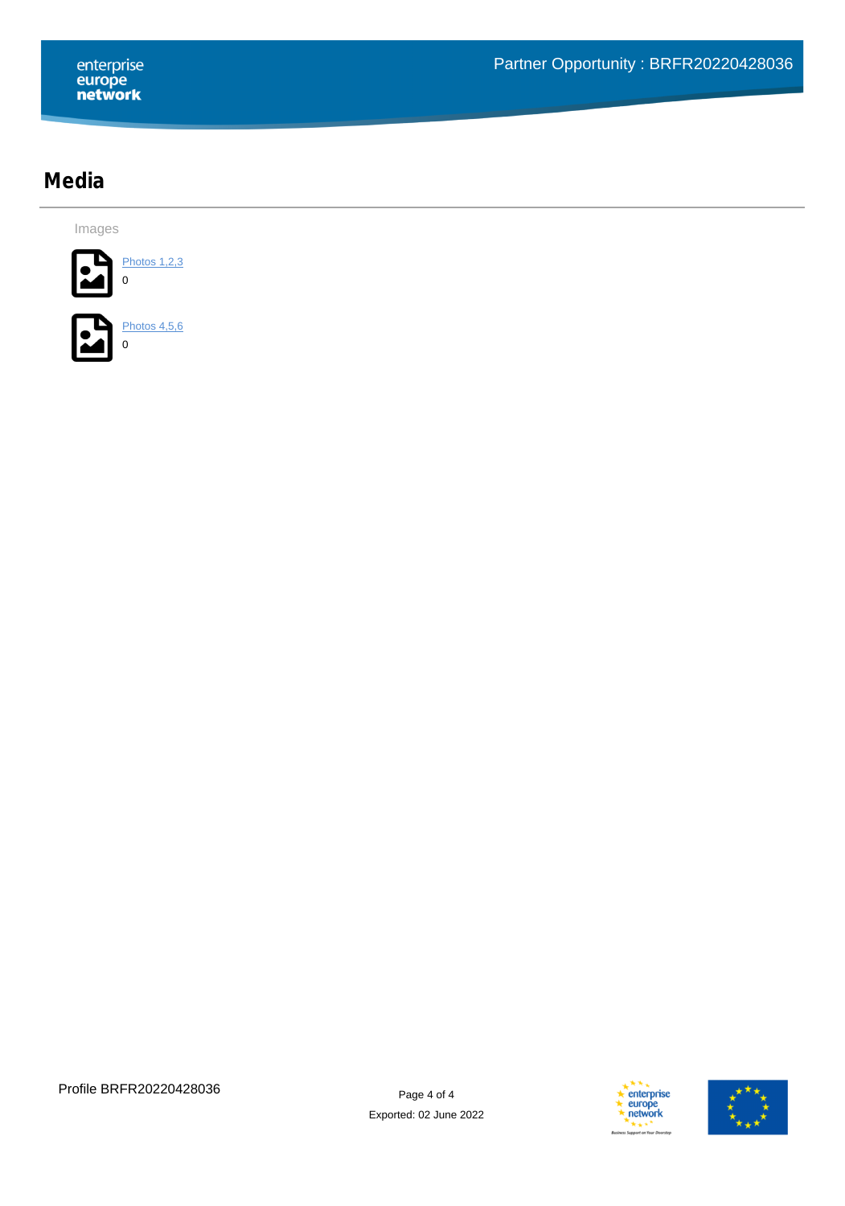## Media

Images

Photos 1,2,3

0

Photos 4,5,6

0